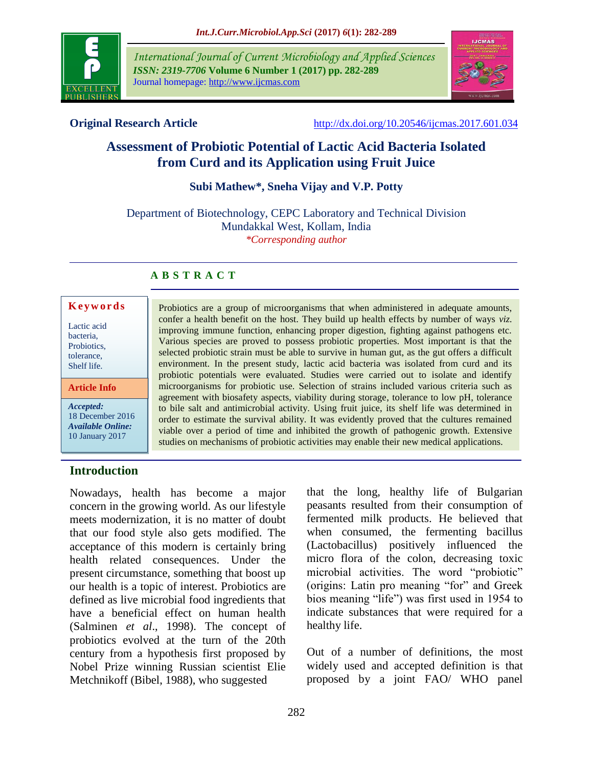Original Research Article

http://dx.doi.org/10.20546/ijcmas.2017.601.034

# Assessment of Probiotic Potential of Lactic Acid Bacteria Isolated from Curd and its Application using Fruit Juice

**Subi Mathew*, Sneha Vijay and V.P. Potty**

Department of Biotechnology, CEPC Laboratory and Technical Division
Mundakkal West, Kollam, India

*\*Corresponding author*

## ABSTRACT

**Keywords**

Lactic acid bacteria, Probiotics, tolerance, Shelf life.

**Article Info**

*Accepted:* 18 December 2016
*Available Online:* 10 January 2017

Probiotics are a group of microorganisms that when administered in adequate amounts, confer a health benefit on the host. They build up health effects by number of ways *viz.* improving immune function, enhancing proper digestion, fighting against pathogens etc. Various species are proved to possess probiotic properties. Most important is that the selected probiotic strain must be able to survive in human gut, as the gut offers a difficult environment. In the present study, lactic acid bacteria was isolated from curd and its probiotic potentials were evaluated. Studies were carried out to isolate and identify microorganisms for probiotic use. Selection of strains included various criteria such as agreement with biosafety aspects, viability during storage, tolerance to low pH, tolerance to bile salt and antimicrobial activity. Using fruit juice, its shelf life was determined in order to estimate the survival ability. It was evidently proved that the cultures remained viable over a period of time and inhibited the growth of pathogenic growth. Extensive studies on mechanisms of probiotic activities may enable their new medical applications.

## Introduction

Nowadays, health has become a major concern in the growing world. As our lifestyle meets modernization, it is no matter of doubt that our food style also gets modified. The acceptance of this modern is certainly bring health related consequences. Under the present circumstance, something that boost up our health is a topic of interest. Probiotics are defined as live microbial food ingredients that have a beneficial effect on human health (Salminen *et al.*, 1998). The concept of probiotics evolved at the turn of the 20th century from a hypothesis first proposed by Nobel Prize winning Russian scientist Elie Metchnikoff (Bibel, 1988), who suggested that the long, healthy life of Bulgarian peasants resulted from their consumption of fermented milk products. He believed that when consumed, the fermenting bacillus (Lactobacillus) positively influenced the micro flora of the colon, decreasing toxic microbial activities. The word "probiotic" (origins: Latin pro meaning "for" and Greek bios meaning "life") was first used in 1954 to indicate substances that were required for a healthy life.

Out of a number of definitions, the most widely used and accepted definition is that proposed by a joint FAO/ WHO panel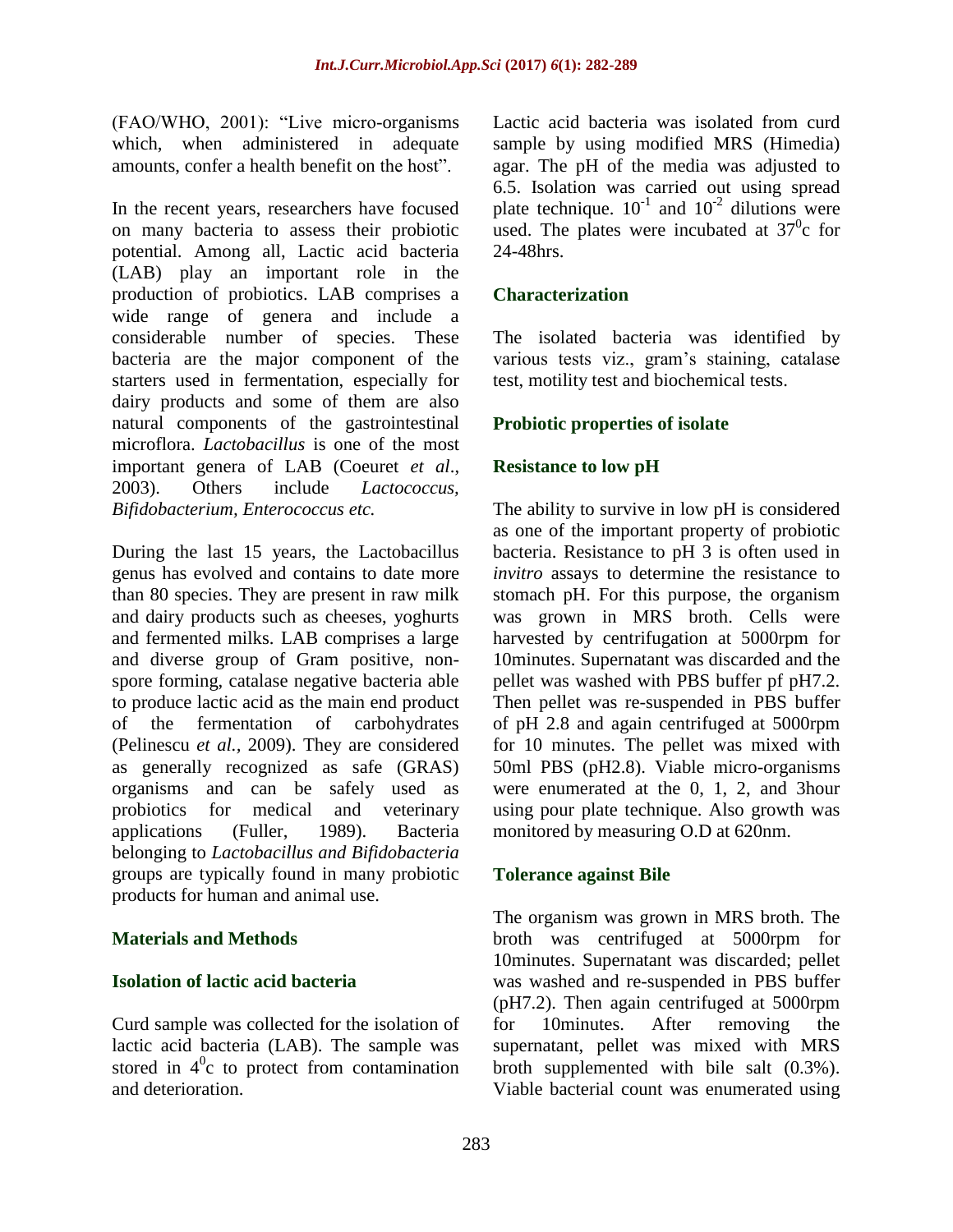(FAO/WHO, 2001): "Live micro-organisms which, when administered in adequate amounts, confer a health benefit on the host".

In the recent years, researchers have focused on many bacteria to assess their probiotic potential. Among all, Lactic acid bacteria (LAB) play an important role in the production of probiotics. LAB comprises a wide range of genera and include a considerable number of species. These bacteria are the major component of the starters used in fermentation, especially for dairy products and some of them are also natural components of the gastrointestinal microflora. *Lactobacillus* is one of the most important genera of LAB (Coeuret *et al*., 2003). Others include *Lactococcus, Bifidobacterium, Enterococcus etc.*

During the last 15 years, the Lactobacillus genus has evolved and contains to date more than 80 species. They are present in raw milk and dairy products such as cheeses, yoghurts and fermented milks. LAB comprises a large and diverse group of Gram positive, non-spore forming, catalase negative bacteria able to produce lactic acid as the main end product of the fermentation of carbohydrates (Pelinescu *et al.,* 2009). They are considered as generally recognized as safe (GRAS) organisms and can be safely used as probiotics for medical and veterinary applications (Fuller, 1989). Bacteria belonging to *Lactobacillus and Bifidobacteria* groups are typically found in many probiotic products for human and animal use.

## Materials and Methods

### Isolation of lactic acid bacteria

Curd sample was collected for the isolation of lactic acid bacteria (LAB). The sample was stored in $4^0$c to protect from contamination and deterioration.

Lactic acid bacteria was isolated from curd sample by using modified MRS (Himedia) agar. The pH of the media was adjusted to 6.5. Isolation was carried out using spread plate technique. $10^{-1}$ and $10^{-2}$ dilutions were used. The plates were incubated at $37^0$c for 24-48hrs.

### Characterization

The isolated bacteria was identified by various tests viz., gram's staining, catalase test, motility test and biochemical tests.

### Probiotic properties of isolate

### Resistance to low pH

The ability to survive in low pH is considered as one of the important property of probiotic bacteria. Resistance to pH 3 is often used in *invitro* assays to determine the resistance to stomach pH. For this purpose, the organism was grown in MRS broth. Cells were harvested by centrifugation at 5000rpm for 10minutes. Supernatant was discarded and the pellet was washed with PBS buffer pf pH7.2. Then pellet was re-suspended in PBS buffer of pH 2.8 and again centrifuged at 5000rpm for 10 minutes. The pellet was mixed with 50ml PBS (pH2.8). Viable micro-organisms were enumerated at the 0, 1, 2, and 3hour using pour plate technique. Also growth was monitored by measuring O.D at 620nm.

### Tolerance against Bile

The organism was grown in MRS broth. The broth was centrifuged at 5000rpm for 10minutes. Supernatant was discarded; pellet was washed and re-suspended in PBS buffer (pH7.2). Then again centrifuged at 5000rpm for 10minutes. After removing the supernatant, pellet was mixed with MRS broth supplemented with bile salt (0.3%). Viable bacterial count was enumerated using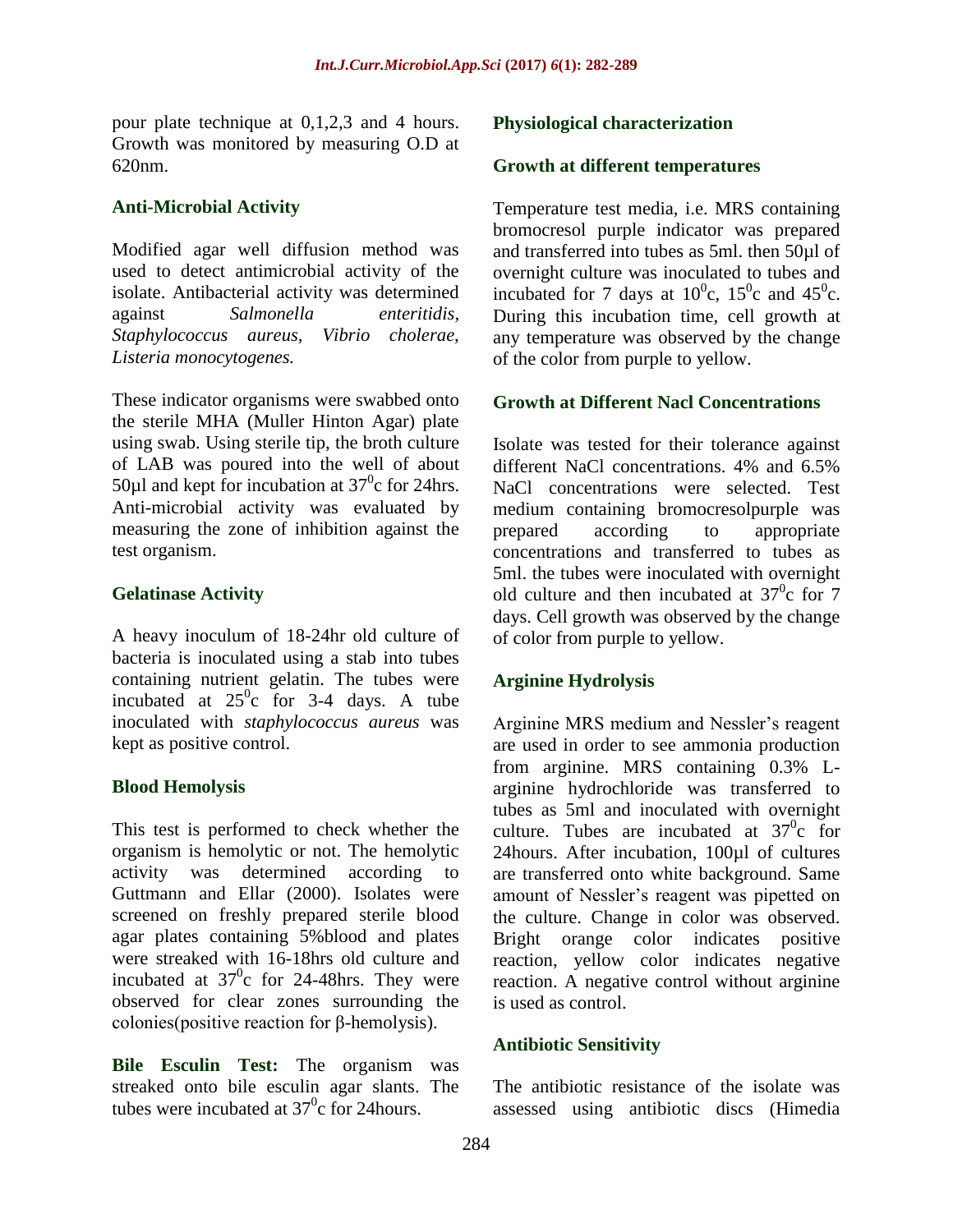pour plate technique at 0,1,2,3 and 4 hours. Growth was monitored by measuring O.D at 620nm.

### Anti-Microbial Activity

Modified agar well diffusion method was used to detect antimicrobial activity of the isolate. Antibacterial activity was determined against *Salmonella enteritidis, Staphylococcus aureus, Vibrio cholerae, Listeria monocytogenes.*

These indicator organisms were swabbed onto the sterile MHA (Muller Hinton Agar) plate using swab. Using sterile tip, the broth culture of LAB was poured into the well of about 50µl and kept for incubation at $37^0$c for 24hrs. Anti-microbial activity was evaluated by measuring the zone of inhibition against the test organism.

### Gelatinase Activity

A heavy inoculum of 18-24hr old culture of bacteria is inoculated using a stab into tubes containing nutrient gelatin. The tubes were incubated at $25^0$c for 3-4 days. A tube inoculated with *staphylococcus aureus* was kept as positive control.

### Blood Hemolysis

This test is performed to check whether the organism is hemolytic or not. The hemolytic activity was determined according to Guttmann and Ellar (2000). Isolates were screened on freshly prepared sterile blood agar plates containing 5%blood and plates were streaked with 16-18hrs old culture and incubated at $37^0$c for 24-48hrs. They were observed for clear zones surrounding the colonies(positive reaction for β-hemolysis).

**Bile Esculin Test:** The organism was streaked onto bile esculin agar slants. The tubes were incubated at $37^0$c for 24hours.

### Physiological characterization

### Growth at different temperatures

Temperature test media, i.e. MRS containing bromocresol purple indicator was prepared and transferred into tubes as 5ml. then 50µl of overnight culture was inoculated to tubes and incubated for 7 days at $10^0$c, $15^0$c and $45^0$c. During this incubation time, cell growth at any temperature was observed by the change of the color from purple to yellow.

### Growth at Different Nacl Concentrations

Isolate was tested for their tolerance against different NaCl concentrations. 4% and 6.5% NaCl concentrations were selected. Test medium containing bromocresolpurple was prepared according to appropriate concentrations and transferred to tubes as 5ml. the tubes were inoculated with overnight old culture and then incubated at $37^0$c for 7 days. Cell growth was observed by the change of color from purple to yellow.

### Arginine Hydrolysis

Arginine MRS medium and Nessler's reagent are used in order to see ammonia production from arginine. MRS containing 0.3% L-arginine hydrochloride was transferred to tubes as 5ml and inoculated with overnight culture. Tubes are incubated at $37^0$c for 24hours. After incubation, 100µl of cultures are transferred onto white background. Same amount of Nessler's reagent was pipetted on the culture. Change in color was observed. Bright orange color indicates positive reaction, yellow color indicates negative reaction. A negative control without arginine is used as control.

### Antibiotic Sensitivity

The antibiotic resistance of the isolate was assessed using antibiotic discs (Himedia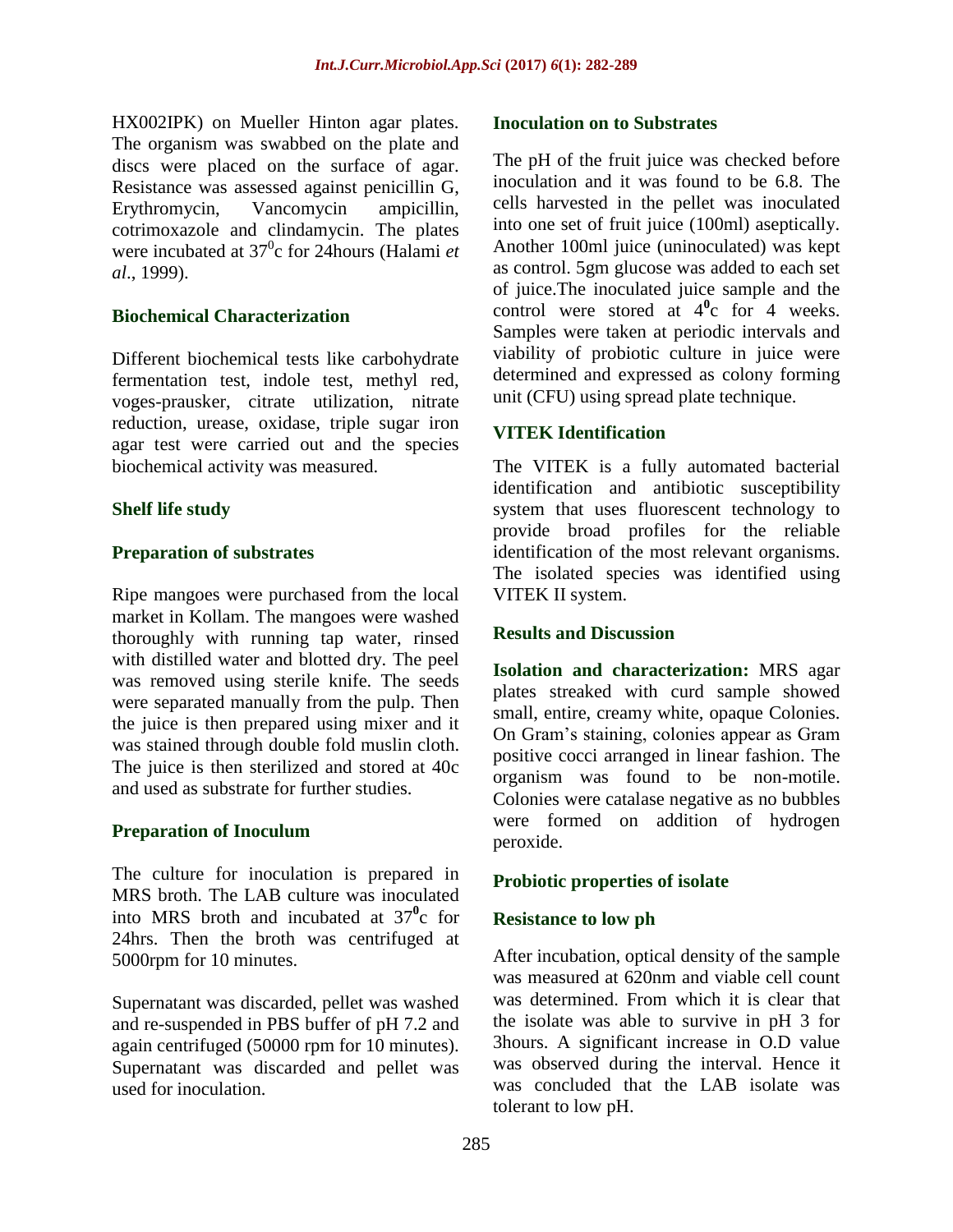HX002IPK) on Mueller Hinton agar plates. The organism was swabbed on the plate and discs were placed on the surface of agar. Resistance was assessed against penicillin G, Erythromycin, Vancomycin ampicillin, cotrimoxazole and clindamycin. The plates were incubated at $37^0$c for 24hours (Halami *et al*., 1999).

### Biochemical Characterization

Different biochemical tests like carbohydrate fermentation test, indole test, methyl red, voges-prausker, citrate utilization, nitrate reduction, urease, oxidase, triple sugar iron agar test were carried out and the species biochemical activity was measured.

### Shelf life study

### Preparation of substrates

Ripe mangoes were purchased from the local market in Kollam. The mangoes were washed thoroughly with running tap water, rinsed with distilled water and blotted dry. The peel was removed using sterile knife. The seeds were separated manually from the pulp. Then the juice is then prepared using mixer and it was stained through double fold muslin cloth. The juice is then sterilized and stored at 40c and used as substrate for further studies.

### Preparation of Inoculum

The culture for inoculation is prepared in MRS broth. The LAB culture was inoculated into MRS broth and incubated at $37^0$c for 24hrs. Then the broth was centrifuged at 5000rpm for 10 minutes.

Supernatant was discarded, pellet was washed and re-suspended in PBS buffer of pH 7.2 and again centrifuged (50000 rpm for 10 minutes). Supernatant was discarded and pellet was used for inoculation.

### Inoculation on to Substrates

The pH of the fruit juice was checked before inoculation and it was found to be 6.8. The cells harvested in the pellet was inoculated into one set of fruit juice (100ml) aseptically. Another 100ml juice (uninoculated) was kept as control. 5gm glucose was added to each set of juice.The inoculated juice sample and the control were stored at $4^0$c for 4 weeks. Samples were taken at periodic intervals and viability of probiotic culture in juice were determined and expressed as colony forming unit (CFU) using spread plate technique.

### VITEK Identification

The VITEK is a fully automated bacterial identification and antibiotic susceptibility system that uses fluorescent technology to provide broad profiles for the reliable identification of the most relevant organisms. The isolated species was identified using VITEK II system.

## Results and Discussion

**Isolation and characterization:** MRS agar plates streaked with curd sample showed small, entire, creamy white, opaque Colonies. On Gram's staining, colonies appear as Gram positive cocci arranged in linear fashion. The organism was found to be non-motile. Colonies were catalase negative as no bubbles were formed on addition of hydrogen peroxide.

### Probiotic properties of isolate

### Resistance to low ph

After incubation, optical density of the sample was measured at 620nm and viable cell count was determined. From which it is clear that the isolate was able to survive in pH 3 for 3hours. A significant increase in O.D value was observed during the interval. Hence it was concluded that the LAB isolate was tolerant to low pH.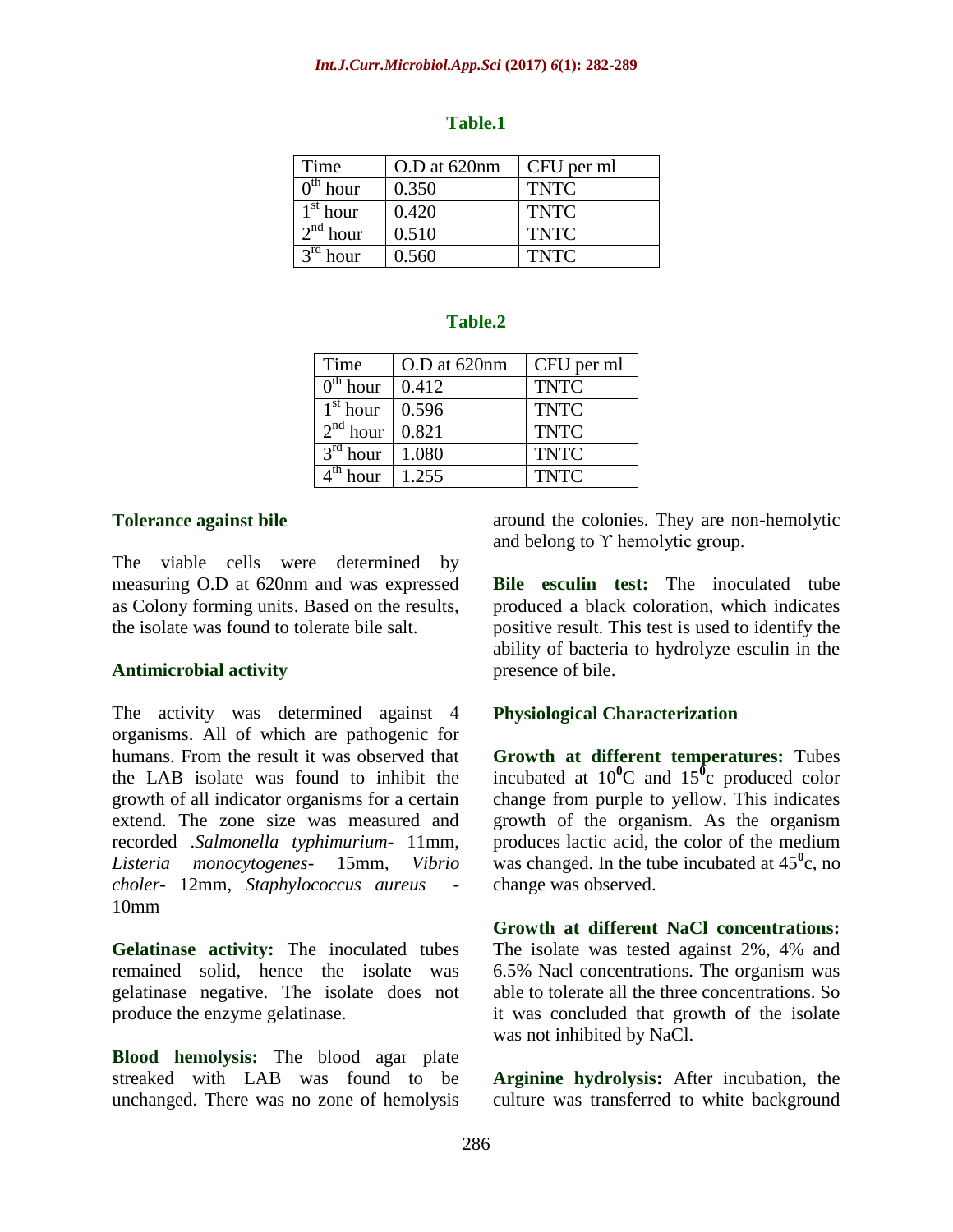**Table.1**

| Time | O.D at 620nm | CFU per ml |
|---|---|---|
| $0^{th}$ hour | 0.350 | TNTC |
| $1^{st}$ hour | 0.420 | TNTC |
| $2^{nd}$ hour | 0.510 | TNTC |
| $3^{rd}$ hour | 0.560 | TNTC |

**Table.2**

| Time | O.D at 620nm | CFU per ml |
|---|---|---|
| $0^{th}$ hour | 0.412 | TNTC |
| $1^{st}$ hour | 0.596 | TNTC |
| $2^{nd}$ hour | 0.821 | TNTC |
| $3^{rd}$ hour | 1.080 | TNTC |
| $4^{th}$ hour | 1.255 | TNTC |

### Tolerance against bile

The viable cells were determined by measuring O.D at 620nm and was expressed as Colony forming units. Based on the results, the isolate was found to tolerate bile salt.

### Antimicrobial activity

The activity was determined against 4 organisms. All of which are pathogenic for humans. From the result it was observed that the LAB isolate was found to inhibit the growth of all indicator organisms for a certain extend. The zone size was measured and recorded .*Salmonella typhimurium*- 11mm, *Listeria monocytogenes*- 15mm, *Vibrio choler*- 12mm, *Staphylococcus aureus* - 10mm

**Gelatinase activity:** The inoculated tubes remained solid, hence the isolate was gelatinase negative. The isolate does not produce the enzyme gelatinase.

**Blood hemolysis:** The blood agar plate streaked with LAB was found to be unchanged. There was no zone of hemolysis around the colonies. They are non-hemolytic and belong to ϒ hemolytic group.

**Bile esculin test:** The inoculated tube produced a black coloration, which indicates positive result. This test is used to identify the ability of bacteria to hydrolyze esculin in the presence of bile.

### Physiological Characterization

**Growth at different temperatures:** Tubes incubated at $10^{0}$C and $15^{0}$c produced color change from purple to yellow. This indicates growth of the organism. As the organism produces lactic acid, the color of the medium was changed. In the tube incubated at $45^{0}$c, no change was observed.

**Growth at different NaCl concentrations:** The isolate was tested against 2%, 4% and 6.5% Nacl concentrations. The organism was able to tolerate all the three concentrations. So it was concluded that growth of the isolate was not inhibited by NaCl.

**Arginine hydrolysis:** After incubation, the culture was transferred to white background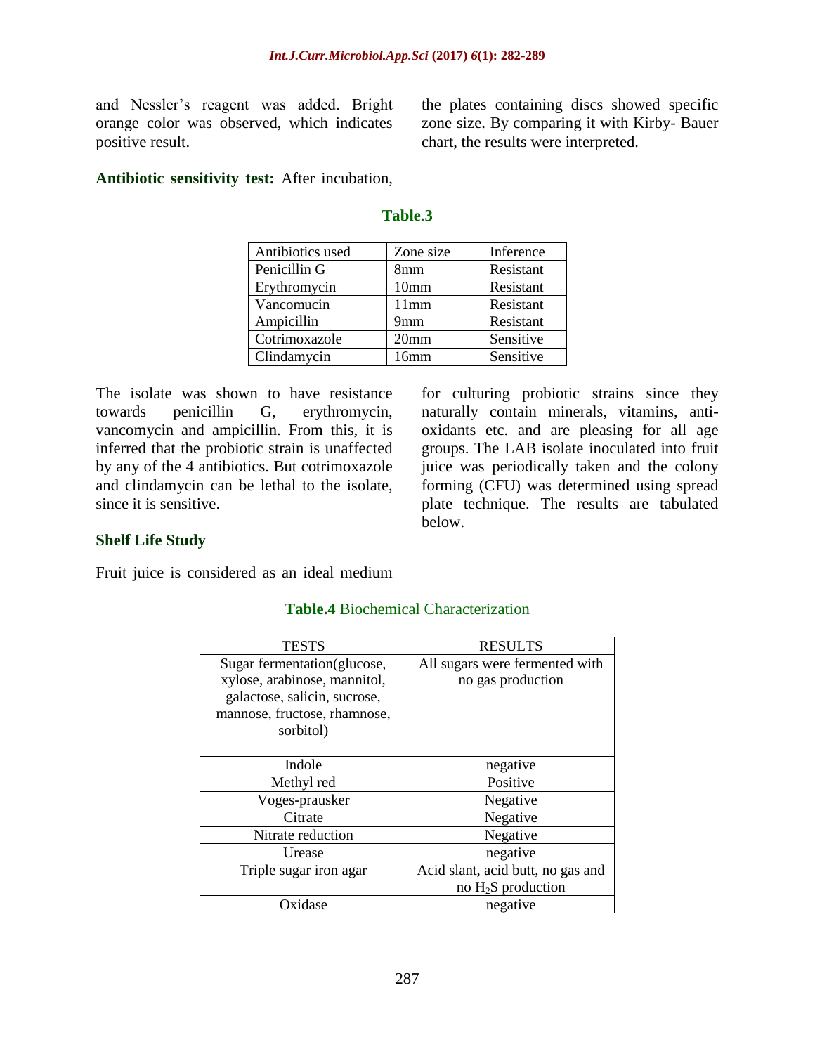and Nessler's reagent was added. Bright orange color was observed, which indicates positive result.

**Antibiotic sensitivity test:** After incubation, the plates containing discs showed specific zone size. By comparing it with Kirby- Bauer chart, the results were interpreted.

**Table.3**

| Antibiotics used | Zone size | Inference |
|---|---|---|
| Penicillin G | 8mm | Resistant |
| Erythromycin | 10mm | Resistant |
| Vancomucin | 11mm | Resistant |
| Ampicillin | 9mm | Resistant |
| Cotrimoxazole | 20mm | Sensitive |
| Clindamycin | 16mm | Sensitive |

The isolate was shown to have resistance towards penicillin G, erythromycin, vancomycin and ampicillin. From this, it is inferred that the probiotic strain is unaffected by any of the 4 antibiotics. But cotrimoxazole and clindamycin can be lethal to the isolate, since it is sensitive.

**Shelf Life Study**

Fruit juice is considered as an ideal medium for culturing probiotic strains since they naturally contain minerals, vitamins, anti-oxidants etc. and are pleasing for all age groups. The LAB isolate inoculated into fruit juice was periodically taken and the colony forming (CFU) was determined using spread plate technique. The results are tabulated below.

**Table.4** Biochemical Characterization

| TESTS | RESULTS |
|---|---|
| Sugar fermentation(glucose, xylose, arabinose, mannitol, galactose, salicin, sucrose, mannose, fructose, rhamnose, sorbitol) | All sugars were fermented with no gas production |
| Indole | negative |
| Methyl red | Positive |
| Voges-prausker | Negative |
| Citrate | Negative |
| Nitrate reduction | Negative |
| Urease | negative |
| Triple sugar iron agar | Acid slant, acid butt, no gas and no $H_2S$ production |
| Oxidase | negative |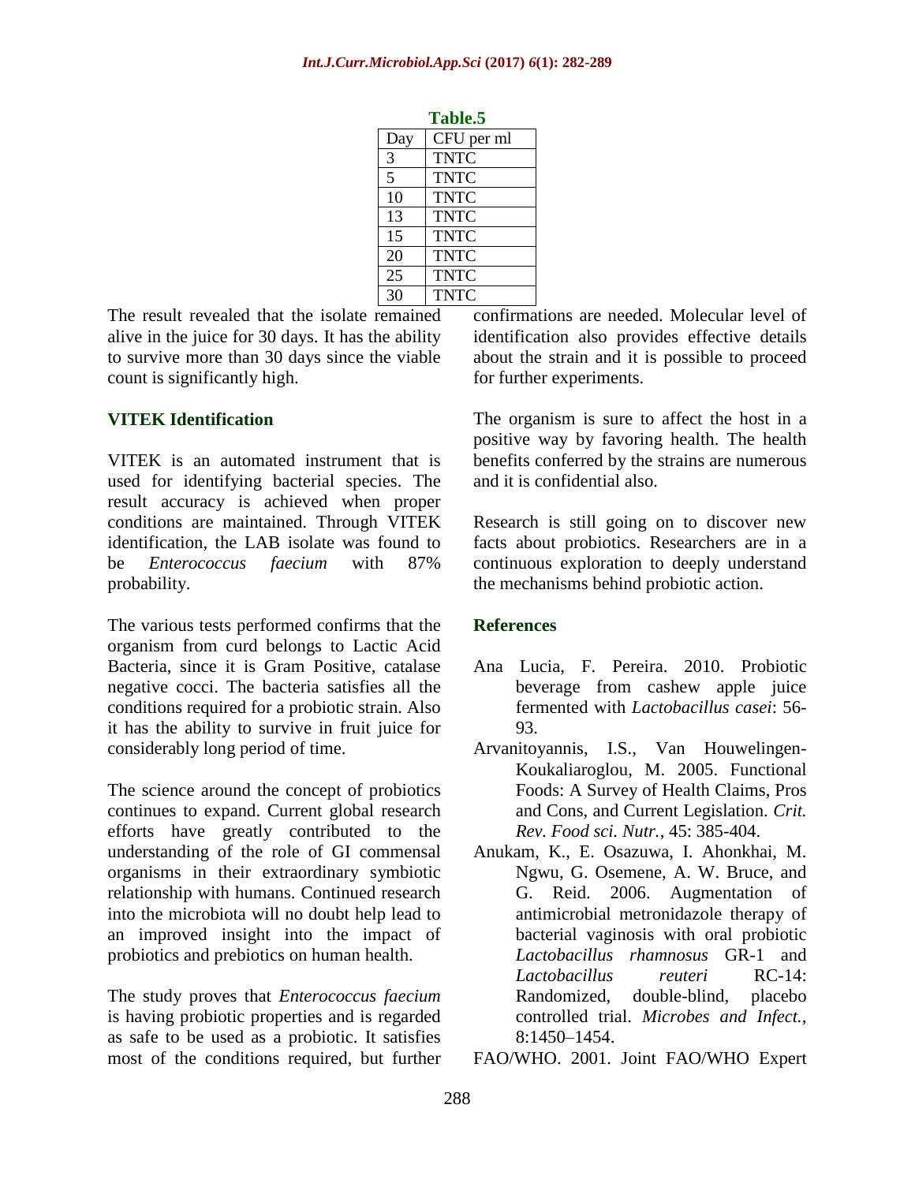**Table.5**

| Day | CFU per ml |
|---|---|
| 3 | TNTC |
| 5 | TNTC |
| 10 | TNTC |
| 13 | TNTC |
| 15 | TNTC |
| 20 | TNTC |
| 25 | TNTC |
| 30 | TNTC |

The result revealed that the isolate remained alive in the juice for 30 days. It has the ability to survive more than 30 days since the viable count is significantly high.

### VITEK Identification

VITEK is an automated instrument that is used for identifying bacterial species. The result accuracy is achieved when proper conditions are maintained. Through VITEK identification, the LAB isolate was found to be *Enterococcus faecium* with 87% probability.

The various tests performed confirms that the organism from curd belongs to Lactic Acid Bacteria, since it is Gram Positive, catalase negative cocci. The bacteria satisfies all the conditions required for a probiotic strain. Also it has the ability to survive in fruit juice for considerably long period of time.

The science around the concept of probiotics continues to expand. Current global research efforts have greatly contributed to the understanding of the role of GI commensal organisms in their extraordinary symbiotic relationship with humans. Continued research into the microbiota will no doubt help lead to an improved insight into the impact of probiotics and prebiotics on human health.

The study proves that *Enterococcus faecium* is having probiotic properties and is regarded as safe to be used as a probiotic. It satisfies most of the conditions required, but further confirmations are needed. Molecular level of identification also provides effective details about the strain and it is possible to proceed for further experiments.

The organism is sure to affect the host in a positive way by favoring health. The health benefits conferred by the strains are numerous and it is confidential also.

Research is still going on to discover new facts about probiotics. Researchers are in a continuous exploration to deeply understand the mechanisms behind probiotic action.

### References

Ana Lucia, F. Pereira. 2010. Probiotic beverage from cashew apple juice fermented with *Lactobacillus casei*: 56-93.

Arvanitoyannis, I.S., Van Houwelingen-Koukaliaroglou, M. 2005. Functional Foods: A Survey of Health Claims, Pros and Cons, and Current Legislation. *Crit. Rev. Food sci. Nutr.*, 45: 385-404.

Anukam, K., E. Osazuwa, I. Ahonkhai, M. Ngwu, G. Osemene, A. W. Bruce, and G. Reid. 2006. Augmentation of antimicrobial metronidazole therapy of bacterial vaginosis with oral probiotic *Lactobacillus rhamnosus* GR-1 and *Lactobacillus reuteri* RC-14: Randomized, double-blind, placebo controlled trial. *Microbes and Infect.*, 8:1450–1454.

FAO/WHO. 2001. Joint FAO/WHO Expert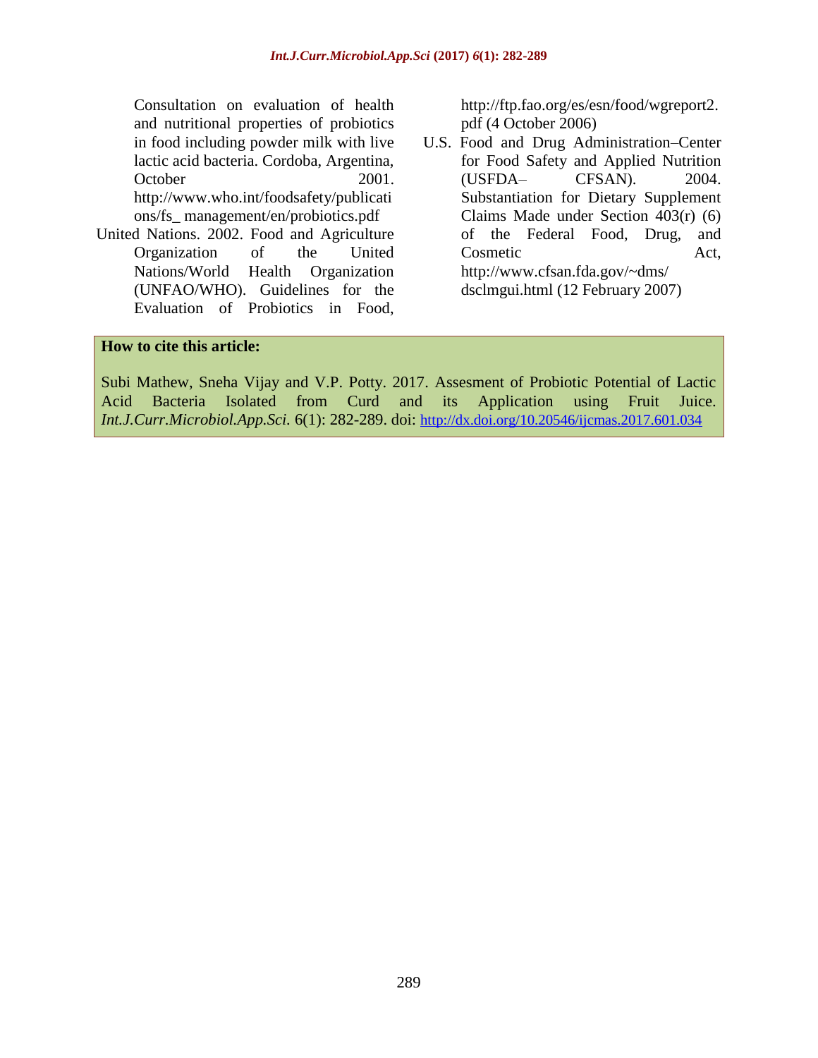Consultation on evaluation of health and nutritional properties of probiotics in food including powder milk with live lactic acid bacteria. Cordoba, Argentina, October 2001. http://www.who.int/foodsafety/publications/fs_ management/en/probiotics.pdf

United Nations. 2002. Food and Agriculture Organization of the United Nations/World Health Organization (UNFAO/WHO). Guidelines for the Evaluation of Probiotics in Food, http://ftp.fao.org/es/esn/food/wgreport2.pdf (4 October 2006)

U.S. Food and Drug Administration–Center for Food Safety and Applied Nutrition (USFDA– CFSAN). 2004. Substantiation for Dietary Supplement Claims Made under Section 403(r) (6) of the Federal Food, Drug, and Cosmetic Act, http://www.cfsan.fda.gov/~dms/dsclmgui.html (12 February 2007)

**How to cite this article:**

Subi Mathew, Sneha Vijay and V.P. Potty. 2017. Assesment of Probiotic Potential of Lactic Acid Bacteria Isolated from Curd and its Application using Fruit Juice. *Int.J.Curr.Microbiol.App.Sci.* 6(1): 282-289. doi: http://dx.doi.org/10.20546/ijcmas.2017.601.034